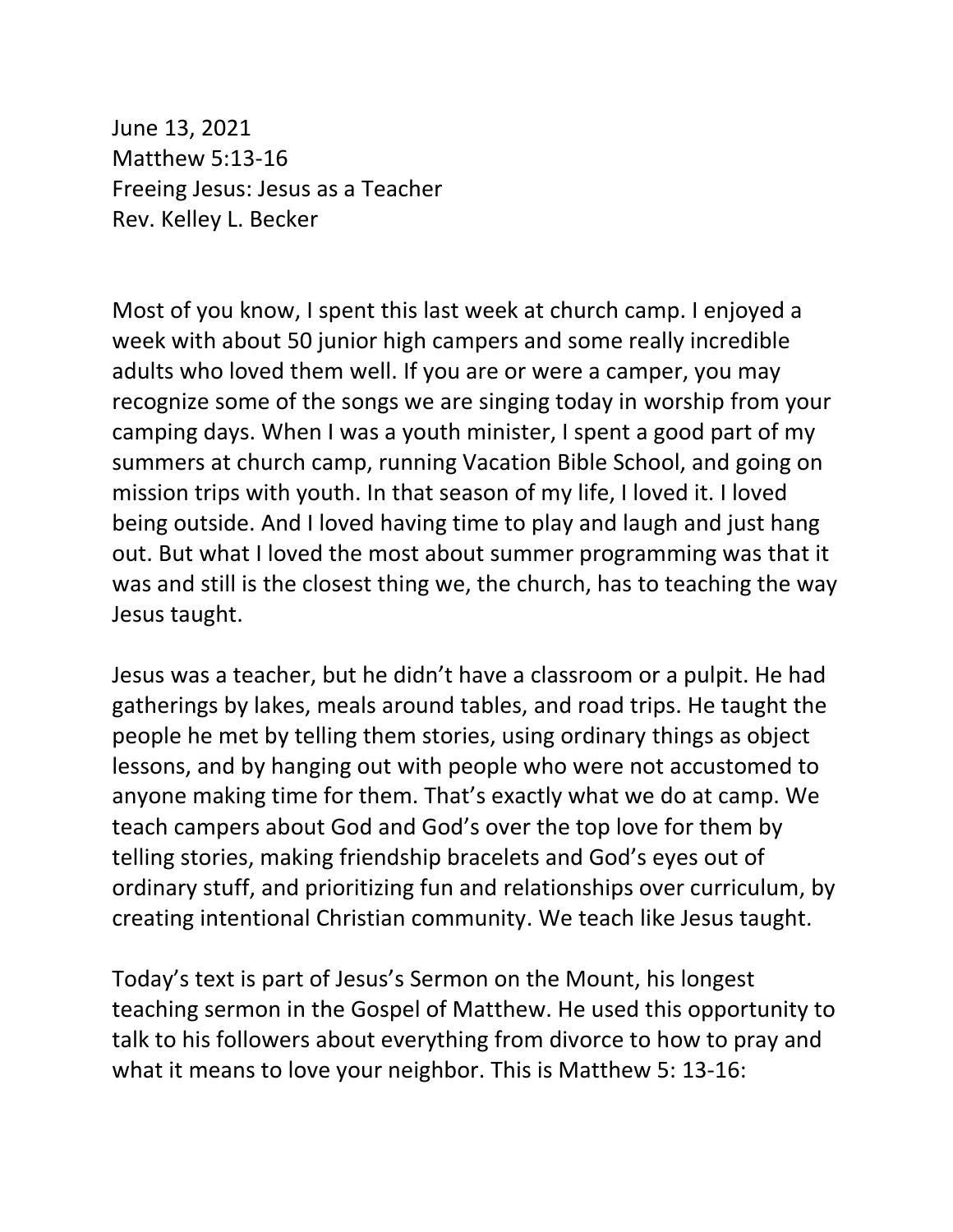June 13, 2021
Matthew 5:13-16
Freeing Jesus: Jesus as a Teacher
Rev. Kelley L. Becker

Most of you know, I spent this last week at church camp. I enjoyed a week with about 50 junior high campers and some really incredible adults who loved them well. If you are or were a camper, you may recognize some of the songs we are singing today in worship from your camping days. When I was a youth minister, I spent a good part of my summers at church camp, running Vacation Bible School, and going on mission trips with youth. In that season of my life, I loved it. I loved being outside. And I loved having time to play and laugh and just hang out. But what I loved the most about summer programming was that it was and still is the closest thing we, the church, has to teaching the way Jesus taught.

Jesus was a teacher, but he didn't have a classroom or a pulpit. He had gatherings by lakes, meals around tables, and road trips. He taught the people he met by telling them stories, using ordinary things as object lessons, and by hanging out with people who were not accustomed to anyone making time for them. That's exactly what we do at camp. We teach campers about God and God's over the top love for them by telling stories, making friendship bracelets and God's eyes out of ordinary stuff, and prioritizing fun and relationships over curriculum, by creating intentional Christian community. We teach like Jesus taught.

Today's text is part of Jesus's Sermon on the Mount, his longest teaching sermon in the Gospel of Matthew. He used this opportunity to talk to his followers about everything from divorce to how to pray and what it means to love your neighbor. This is Matthew 5: 13-16: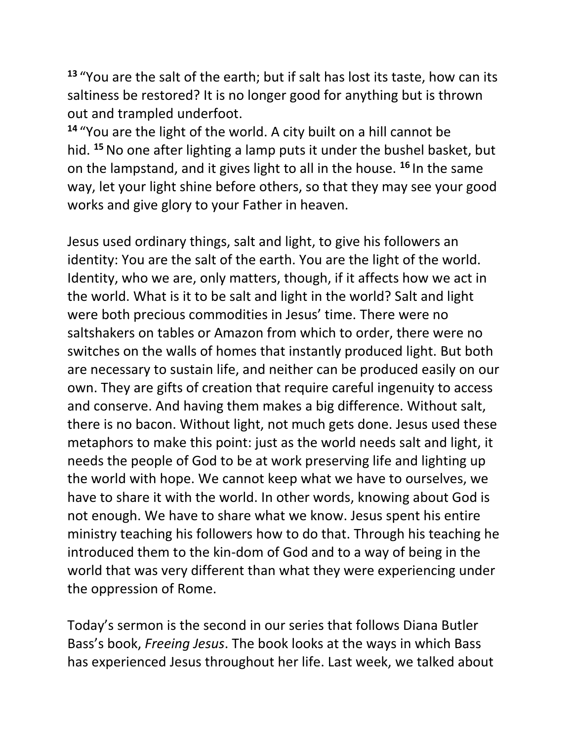[13] "You are the salt of the earth; but if salt has lost its taste, how can its saltiness be restored? It is no longer good for anything but is thrown out and trampled underfoot.
[14] "You are the light of the world. A city built on a hill cannot be hid. [15] No one after lighting a lamp puts it under the bushel basket, but on the lampstand, and it gives light to all in the house. [16] In the same way, let your light shine before others, so that they may see your good works and give glory to your Father in heaven.

Jesus used ordinary things, salt and light, to give his followers an identity: You are the salt of the earth. You are the light of the world. Identity, who we are, only matters, though, if it affects how we act in the world. What is it to be salt and light in the world? Salt and light were both precious commodities in Jesus' time. There were no saltshakers on tables or Amazon from which to order, there were no switches on the walls of homes that instantly produced light. But both are necessary to sustain life, and neither can be produced easily on our own. They are gifts of creation that require careful ingenuity to access and conserve. And having them makes a big difference. Without salt, there is no bacon. Without light, not much gets done. Jesus used these metaphors to make this point: just as the world needs salt and light, it needs the people of God to be at work preserving life and lighting up the world with hope. We cannot keep what we have to ourselves, we have to share it with the world. In other words, knowing about God is not enough. We have to share what we know. Jesus spent his entire ministry teaching his followers how to do that. Through his teaching he introduced them to the kin-dom of God and to a way of being in the world that was very different than what they were experiencing under the oppression of Rome.

Today's sermon is the second in our series that follows Diana Butler Bass's book, *Freeing Jesus*. The book looks at the ways in which Bass has experienced Jesus throughout her life. Last week, we talked about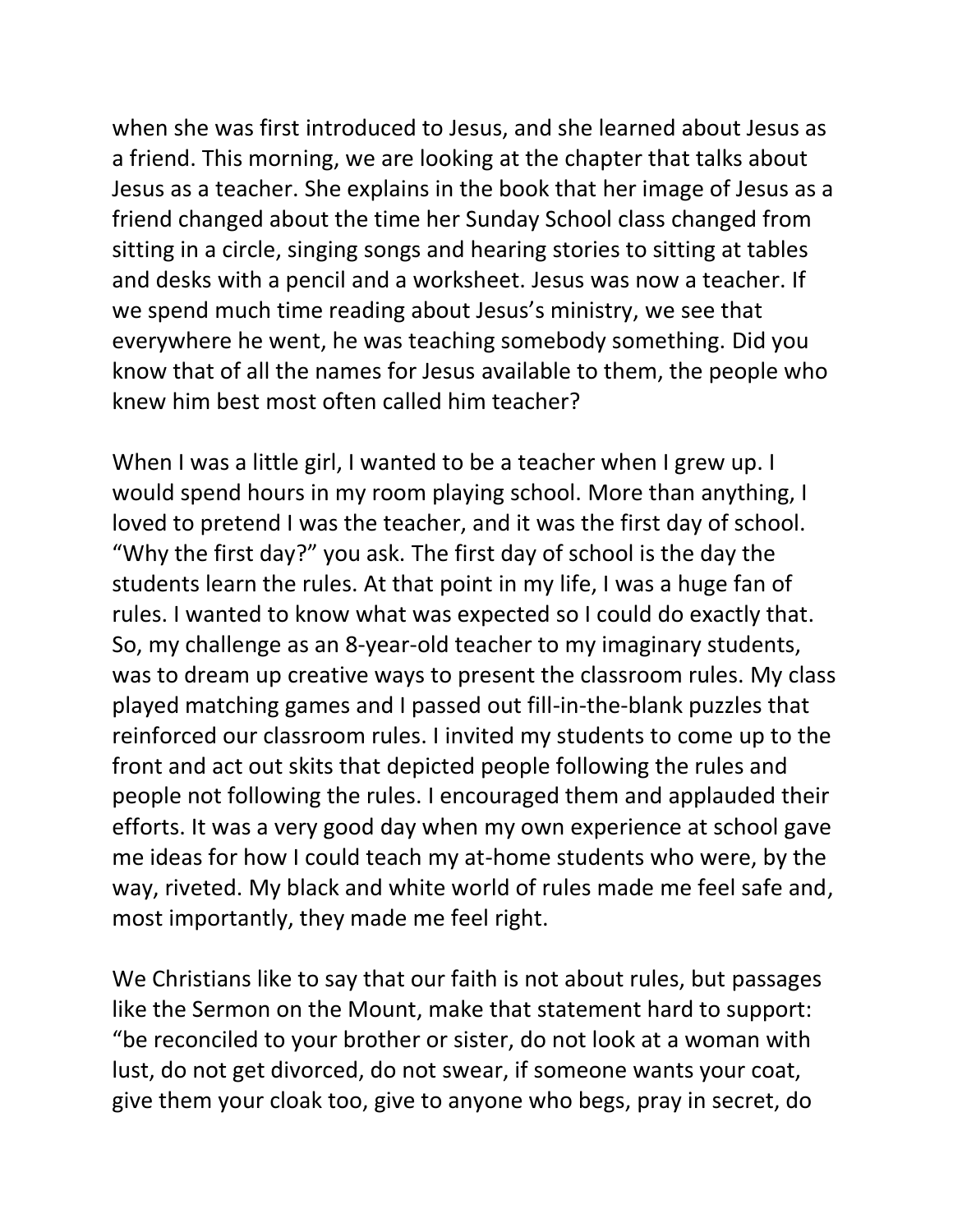when she was first introduced to Jesus, and she learned about Jesus as a friend. This morning, we are looking at the chapter that talks about Jesus as a teacher. She explains in the book that her image of Jesus as a friend changed about the time her Sunday School class changed from sitting in a circle, singing songs and hearing stories to sitting at tables and desks with a pencil and a worksheet. Jesus was now a teacher. If we spend much time reading about Jesus's ministry, we see that everywhere he went, he was teaching somebody something. Did you know that of all the names for Jesus available to them, the people who knew him best most often called him teacher?

When I was a little girl, I wanted to be a teacher when I grew up. I would spend hours in my room playing school. More than anything, I loved to pretend I was the teacher, and it was the first day of school. "Why the first day?" you ask. The first day of school is the day the students learn the rules. At that point in my life, I was a huge fan of rules. I wanted to know what was expected so I could do exactly that. So, my challenge as an 8-year-old teacher to my imaginary students, was to dream up creative ways to present the classroom rules. My class played matching games and I passed out fill-in-the-blank puzzles that reinforced our classroom rules. I invited my students to come up to the front and act out skits that depicted people following the rules and people not following the rules. I encouraged them and applauded their efforts. It was a very good day when my own experience at school gave me ideas for how I could teach my at-home students who were, by the way, riveted. My black and white world of rules made me feel safe and, most importantly, they made me feel right.

We Christians like to say that our faith is not about rules, but passages like the Sermon on the Mount, make that statement hard to support: "be reconciled to your brother or sister, do not look at a woman with lust, do not get divorced, do not swear, if someone wants your coat, give them your cloak too, give to anyone who begs, pray in secret, do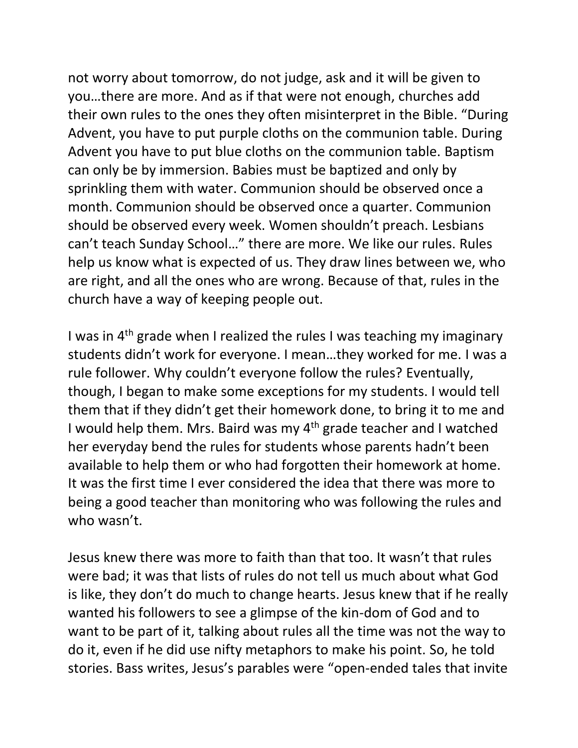not worry about tomorrow, do not judge, ask and it will be given to you…there are more. And as if that were not enough, churches add their own rules to the ones they often misinterpret in the Bible. "During Advent, you have to put purple cloths on the communion table. During Advent you have to put blue cloths on the communion table. Baptism can only be by immersion. Babies must be baptized and only by sprinkling them with water. Communion should be observed once a month. Communion should be observed once a quarter. Communion should be observed every week. Women shouldn't preach. Lesbians can't teach Sunday School…" there are more. We like our rules. Rules help us know what is expected of us. They draw lines between we, who are right, and all the ones who are wrong. Because of that, rules in the church have a way of keeping people out.

I was in 4th grade when I realized the rules I was teaching my imaginary students didn't work for everyone. I mean…they worked for me. I was a rule follower. Why couldn't everyone follow the rules? Eventually, though, I began to make some exceptions for my students. I would tell them that if they didn't get their homework done, to bring it to me and I would help them. Mrs. Baird was my 4th grade teacher and I watched her everyday bend the rules for students whose parents hadn't been available to help them or who had forgotten their homework at home. It was the first time I ever considered the idea that there was more to being a good teacher than monitoring who was following the rules and who wasn't.

Jesus knew there was more to faith than that too. It wasn't that rules were bad; it was that lists of rules do not tell us much about what God is like, they don't do much to change hearts. Jesus knew that if he really wanted his followers to see a glimpse of the kin-dom of God and to want to be part of it, talking about rules all the time was not the way to do it, even if he did use nifty metaphors to make his point. So, he told stories. Bass writes, Jesus's parables were "open-ended tales that invite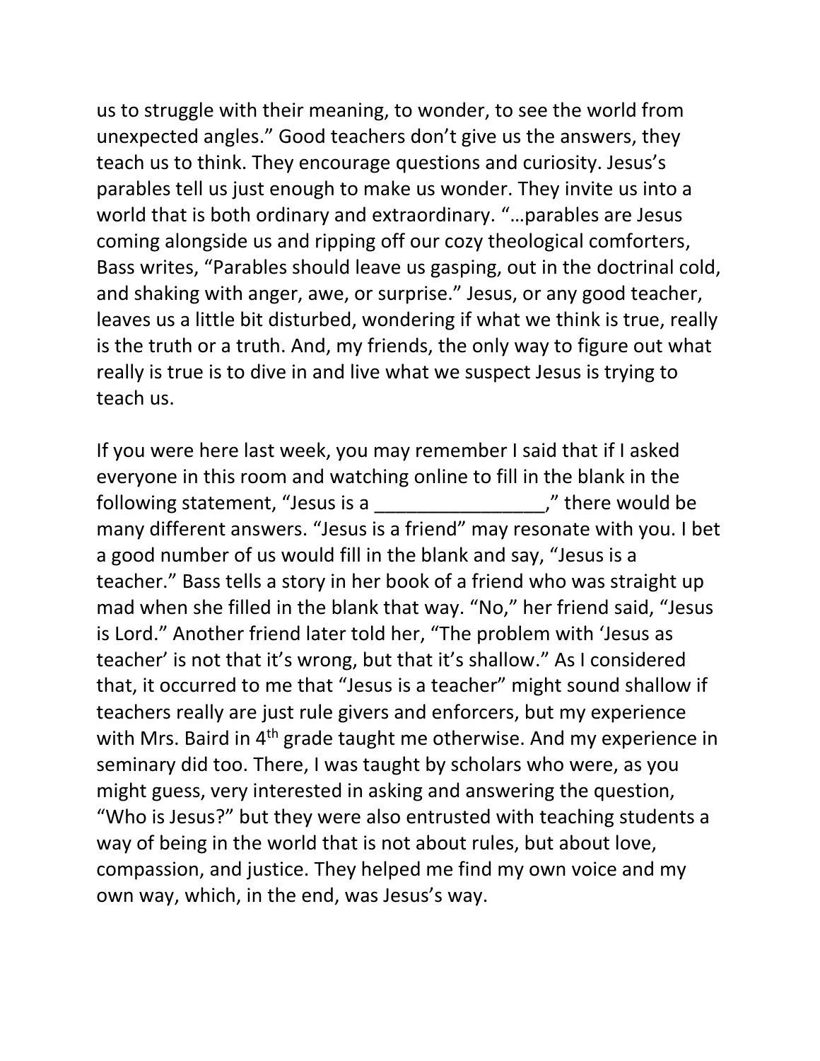us to struggle with their meaning, to wonder, to see the world from unexpected angles." Good teachers don't give us the answers, they teach us to think. They encourage questions and curiosity. Jesus's parables tell us just enough to make us wonder. They invite us into a world that is both ordinary and extraordinary. "…parables are Jesus coming alongside us and ripping off our cozy theological comforters, Bass writes, "Parables should leave us gasping, out in the doctrinal cold, and shaking with anger, awe, or surprise." Jesus, or any good teacher, leaves us a little bit disturbed, wondering if what we think is true, really is the truth or a truth. And, my friends, the only way to figure out what really is true is to dive in and live what we suspect Jesus is trying to teach us.

If you were here last week, you may remember I said that if I asked everyone in this room and watching online to fill in the blank in the following statement, "Jesus is a ________________," there would be many different answers. "Jesus is a friend" may resonate with you. I bet a good number of us would fill in the blank and say, "Jesus is a teacher." Bass tells a story in her book of a friend who was straight up mad when she filled in the blank that way. "No," her friend said, "Jesus is Lord." Another friend later told her, "The problem with 'Jesus as teacher' is not that it's wrong, but that it's shallow." As I considered that, it occurred to me that "Jesus is a teacher" might sound shallow if teachers really are just rule givers and enforcers, but my experience with Mrs. Baird in 4th grade taught me otherwise. And my experience in seminary did too. There, I was taught by scholars who were, as you might guess, very interested in asking and answering the question, "Who is Jesus?" but they were also entrusted with teaching students a way of being in the world that is not about rules, but about love, compassion, and justice. They helped me find my own voice and my own way, which, in the end, was Jesus's way.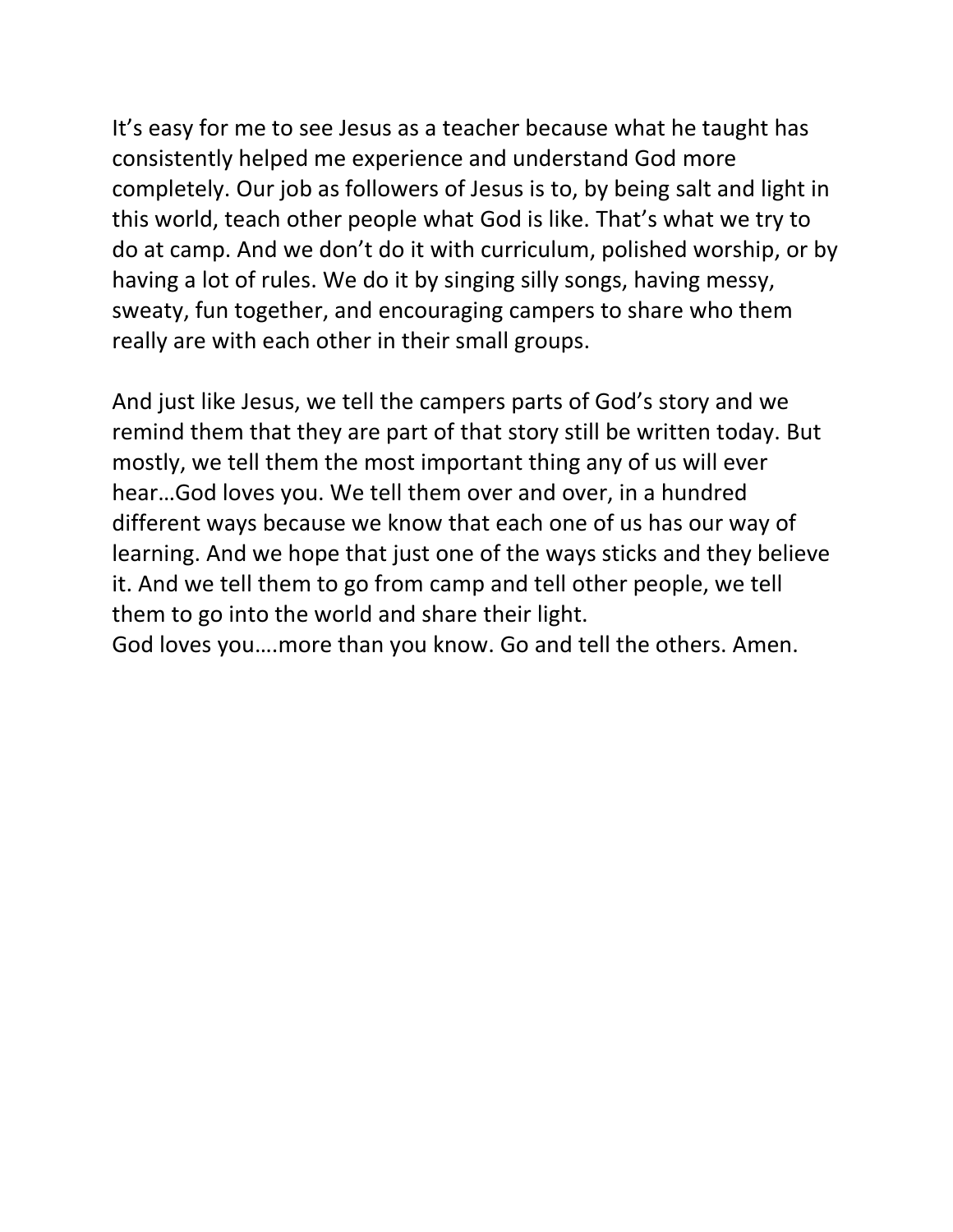It’s easy for me to see Jesus as a teacher because what he taught has consistently helped me experience and understand God more completely. Our job as followers of Jesus is to, by being salt and light in this world, teach other people what God is like. That’s what we try to do at camp. And we don’t do it with curriculum, polished worship, or by having a lot of rules. We do it by singing silly songs, having messy, sweaty, fun together, and encouraging campers to share who them really are with each other in their small groups.

And just like Jesus, we tell the campers parts of God’s story and we remind them that they are part of that story still be written today. But mostly, we tell them the most important thing any of us will ever hear…God loves you. We tell them over and over, in a hundred different ways because we know that each one of us has our way of learning. And we hope that just one of the ways sticks and they believe it. And we tell them to go from camp and tell other people, we tell them to go into the world and share their light.
God loves you….more than you know. Go and tell the others. Amen.